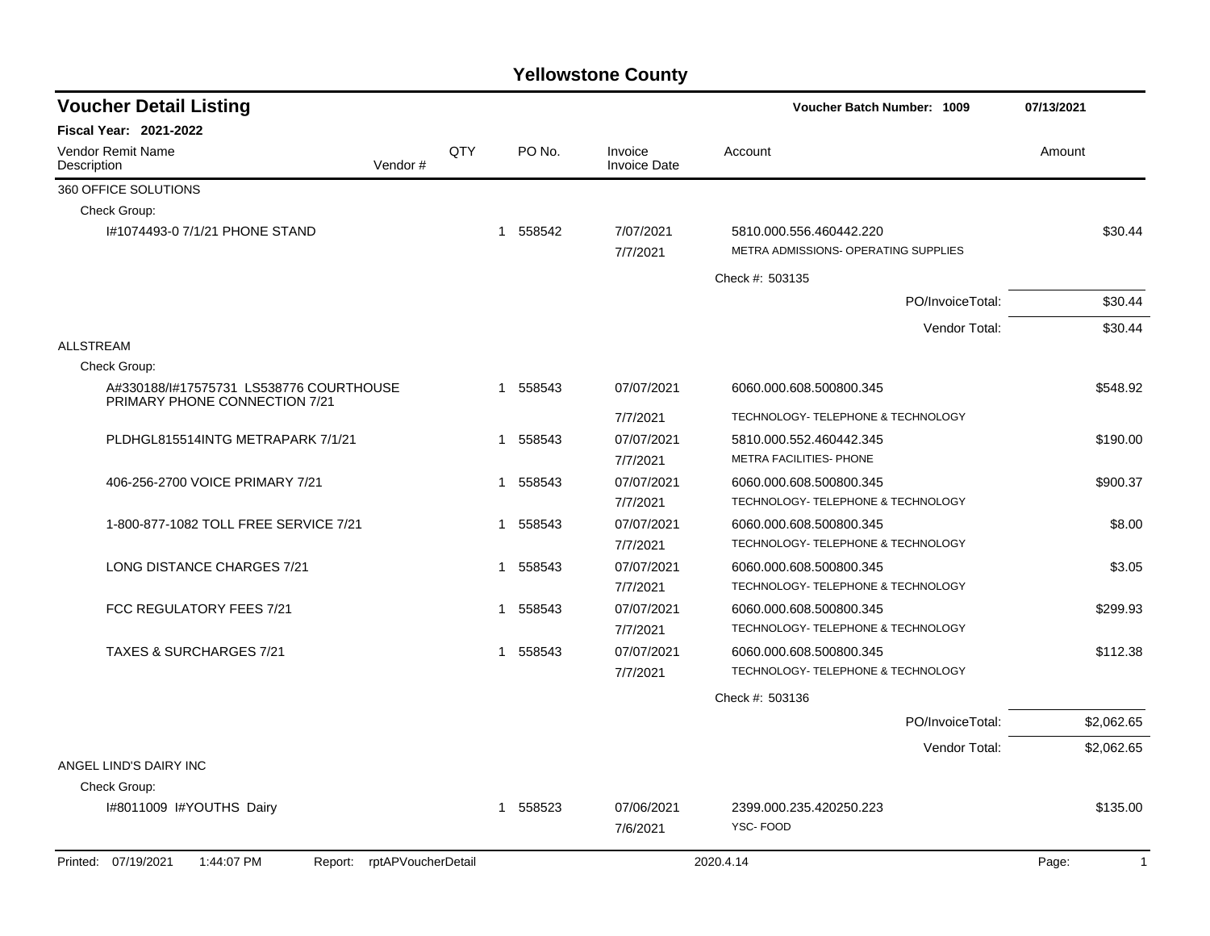# Yellowstone County

## Voucher Detail Listing

**Voucher Batch Number: 1009** 07/13/2021

**Fiscal Year: 2021-2022**

| Vendor Remit Name / Description | Vendor # | QTY | PO No. | Invoice / Invoice Date | Account | Amount |
|---|---|---|---|---|---|---|
| 360 OFFICE SOLUTIONS | | | | | | |
| Check Group: | | | | | | |
| I#1074493-0 7/1/21 PHONE STAND | | 1 | 558542 | 7/07/2021 / 7/7/2021 | 5810.000.556.460442.220 METRA ADMISSIONS- OPERATING SUPPLIES | $30.44 |
| | | | | | Check #: 503135 | |
| | | | | | PO/InvoiceTotal: | $30.44 |
| | | | | | Vendor Total: | $30.44 |
| ALLSTREAM | | | | | | |
| Check Group: | | | | | | |
| A#330188/I#17575731 LS538776 COURTHOUSE PRIMARY PHONE CONNECTION 7/21 | | 1 | 558543 | 07/07/2021 / 7/7/2021 | 6060.000.608.500800.345 TECHNOLOGY- TELEPHONE & TECHNOLOGY | $548.92 |
| PLDHGL815514INTG METRAPARK 7/1/21 | | 1 | 558543 | 07/07/2021 / 7/7/2021 | 5810.000.552.460442.345 METRA FACILITIES- PHONE | $190.00 |
| 406-256-2700 VOICE PRIMARY 7/21 | | 1 | 558543 | 07/07/2021 / 7/7/2021 | 6060.000.608.500800.345 TECHNOLOGY- TELEPHONE & TECHNOLOGY | $900.37 |
| 1-800-877-1082 TOLL FREE SERVICE 7/21 | | 1 | 558543 | 07/07/2021 / 7/7/2021 | 6060.000.608.500800.345 TECHNOLOGY- TELEPHONE & TECHNOLOGY | $8.00 |
| LONG DISTANCE CHARGES 7/21 | | 1 | 558543 | 07/07/2021 / 7/7/2021 | 6060.000.608.500800.345 TECHNOLOGY- TELEPHONE & TECHNOLOGY | $3.05 |
| FCC REGULATORY FEES 7/21 | | 1 | 558543 | 07/07/2021 / 7/7/2021 | 6060.000.608.500800.345 TECHNOLOGY- TELEPHONE & TECHNOLOGY | $299.93 |
| TAXES & SURCHARGES 7/21 | | 1 | 558543 | 07/07/2021 / 7/7/2021 | 6060.000.608.500800.345 TECHNOLOGY- TELEPHONE & TECHNOLOGY | $112.38 |
| | | | | | Check #: 503136 | |
| | | | | | PO/InvoiceTotal: | $2,062.65 |
| | | | | | Vendor Total: | $2,062.65 |
| ANGEL LIND'S DAIRY INC | | | | | | |
| Check Group: | | | | | | |
| I#8011009 I#YOUTHS Dairy | | 1 | 558523 | 07/06/2021 / 7/6/2021 | 2399.000.235.420250.223 YSC- FOOD | $135.00 |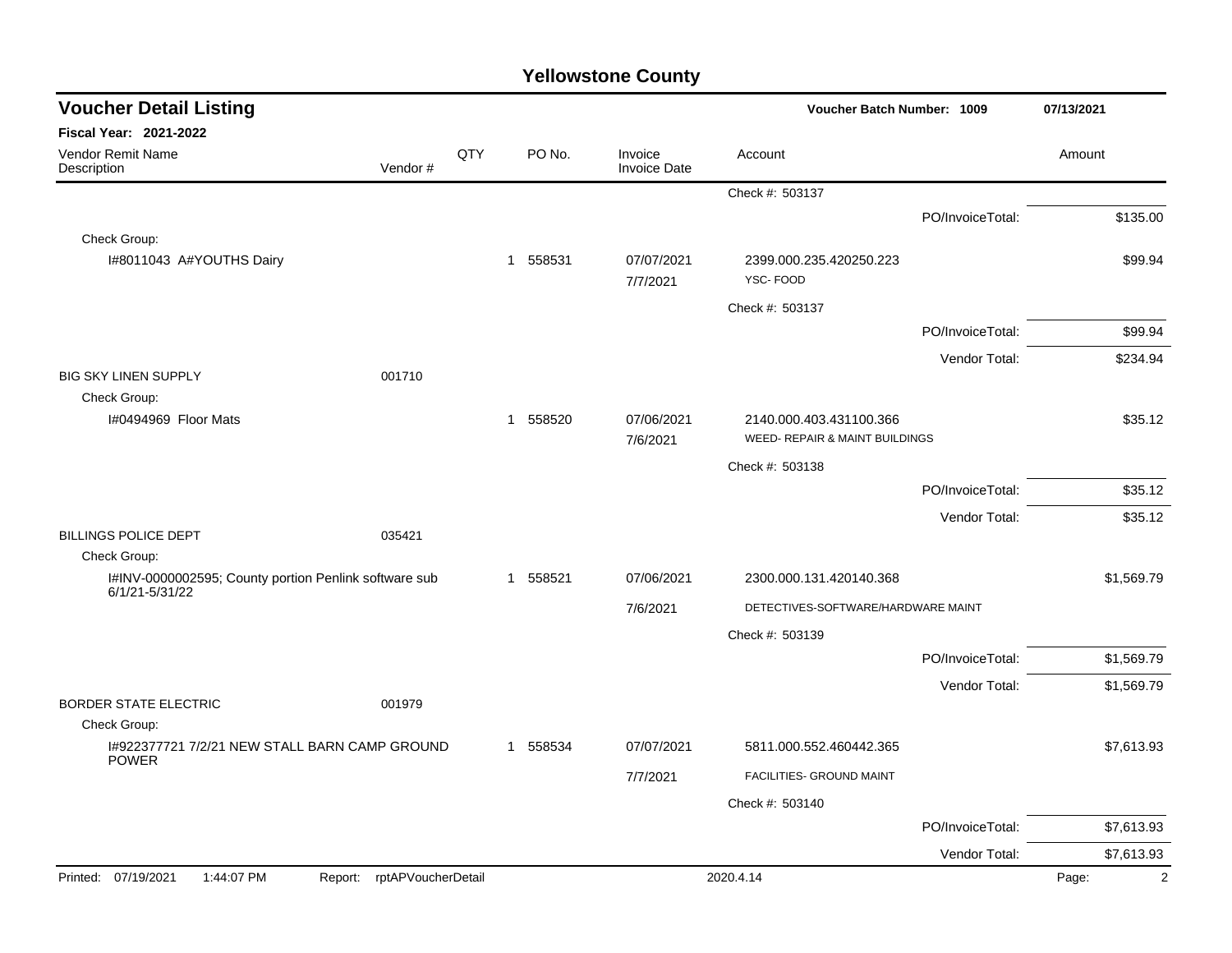# Yellowstone County

## Voucher Detail Listing

**Voucher Batch Number: 1009** — 07/13/2021

**Fiscal Year: 2021-2022**

| Vendor Remit Name / Description | Vendor # | QTY | PO No. | Invoice / Invoice Date | Account | Amount |
|---|---|---|---|---|---|---|
| | | | | | Check #: 503137 | |
| | | | | | PO/InvoiceTotal: | $135.00 |
| Check Group: | | | | | | |
| I#8011043 A#YOUTHS Dairy | | 1 | 558531 | 07/07/2021 | 2399.000.235.420250.223 | $99.94 |
| | | | | 7/7/2021 | YSC- FOOD | |
| | | | | | Check #: 503137 | |
| | | | | | PO/InvoiceTotal: | $99.94 |
| | | | | | Vendor Total: | $234.94 |
| BIG SKY LINEN SUPPLY | 001710 | | | | | |
| Check Group: | | | | | | |
| I#0494969 Floor Mats | | 1 | 558520 | 07/06/2021 | 2140.000.403.431100.366 | $35.12 |
| | | | | 7/6/2021 | WEED- REPAIR & MAINT BUILDINGS | |
| | | | | | Check #: 503138 | |
| | | | | | PO/InvoiceTotal: | $35.12 |
| | | | | | Vendor Total: | $35.12 |
| BILLINGS POLICE DEPT | 035421 | | | | | |
| Check Group: | | | | | | |
| I#INV-0000002595; County portion Penlink software sub 6/1/21-5/31/22 | | 1 | 558521 | 07/06/2021 | 2300.000.131.420140.368 | $1,569.79 |
| | | | | 7/6/2021 | DETECTIVES-SOFTWARE/HARDWARE MAINT | |
| | | | | | Check #: 503139 | |
| | | | | | PO/InvoiceTotal: | $1,569.79 |
| | | | | | Vendor Total: | $1,569.79 |
| BORDER STATE ELECTRIC | 001979 | | | | | |
| Check Group: | | | | | | |
| I#922377721 7/2/21 NEW STALL BARN CAMP GROUND POWER | | 1 | 558534 | 07/07/2021 | 5811.000.552.460442.365 | $7,613.93 |
| | | | | 7/7/2021 | FACILITIES- GROUND MAINT | |
| | | | | | Check #: 503140 | |
| | | | | | PO/InvoiceTotal: | $7,613.93 |
| | | | | | Vendor Total: | $7,613.93 |

Printed: 07/19/2021 1:44:07 PM Report: rptAPVoucherDetail 2020.4.14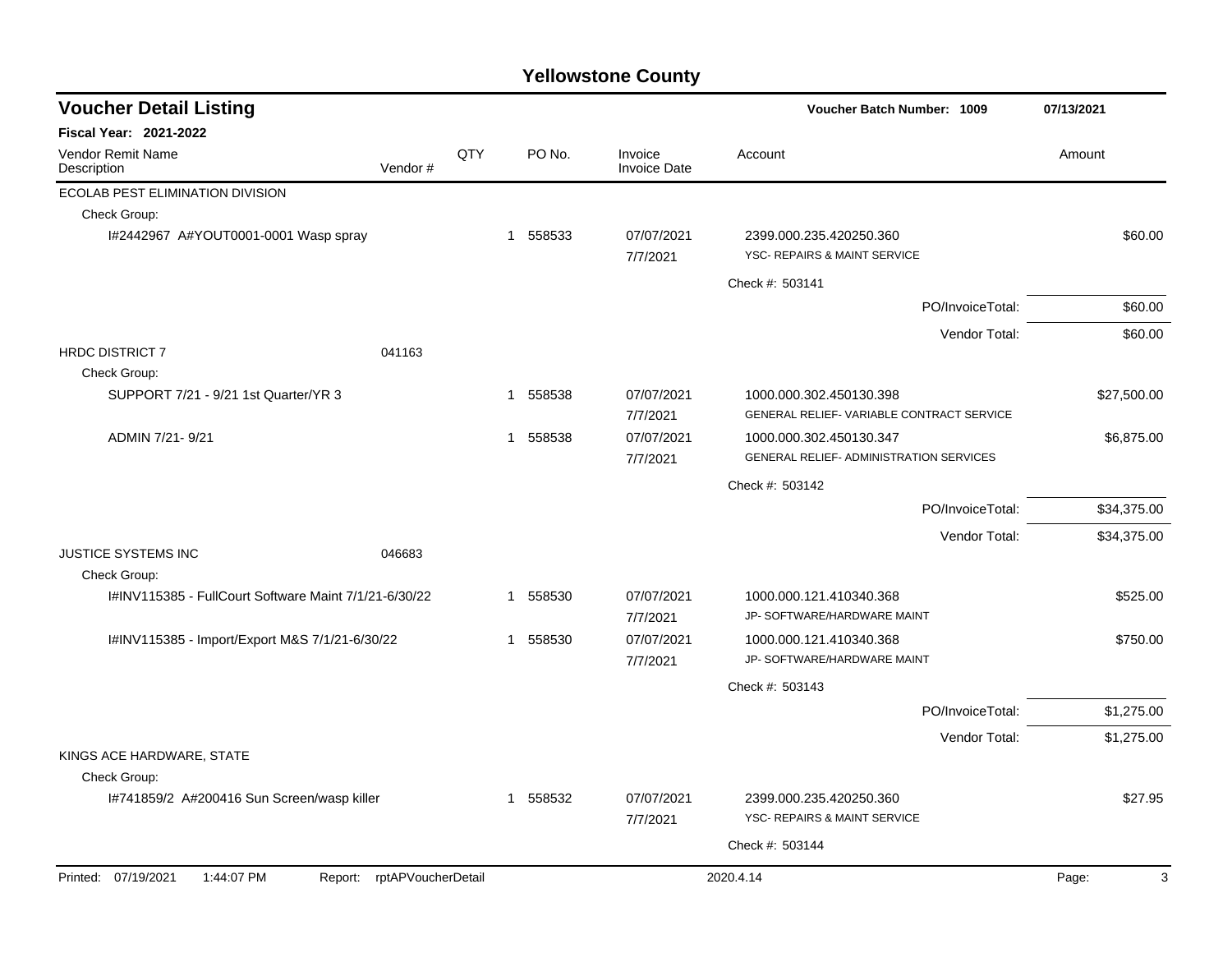# Yellowstone County

## Voucher Detail Listing

**Voucher Batch Number: 1009** — 07/13/2021

**Fiscal Year: 2021-2022**

| Vendor Remit Name / Description | Vendor # | QTY | PO No. | Invoice / Invoice Date | Account | Amount |
|---|---|---|---|---|---|---|
| ECOLAB PEST ELIMINATION DIVISION | | | | | | |
| Check Group: | | | | | | |
| I#2442967 A#YOUT0001-0001 Wasp spray | | 1 | 558533 | 07/07/2021<br>7/7/2021 | 2399.000.235.420250.360<br>YSC- REPAIRS & MAINT SERVICE | $60.00 |
| | | | | | Check #: 503141 | |
| | | | | | PO/InvoiceTotal: | $60.00 |
| | | | | | Vendor Total: | $60.00 |
| HRDC DISTRICT 7 | 041163 | | | | | |
| Check Group: | | | | | | |
| SUPPORT 7/21 - 9/21 1st Quarter/YR 3 | | 1 | 558538 | 07/07/2021<br>7/7/2021 | 1000.000.302.450130.398<br>GENERAL RELIEF- VARIABLE CONTRACT SERVICE | $27,500.00 |
| ADMIN 7/21- 9/21 | | 1 | 558538 | 07/07/2021<br>7/7/2021 | 1000.000.302.450130.347<br>GENERAL RELIEF- ADMINISTRATION SERVICES | $6,875.00 |
| | | | | | Check #: 503142 | |
| | | | | | PO/InvoiceTotal: | $34,375.00 |
| | | | | | Vendor Total: | $34,375.00 |
| JUSTICE SYSTEMS INC | 046683 | | | | | |
| Check Group: | | | | | | |
| I#INV115385 - FullCourt Software Maint 7/1/21-6/30/22 | | 1 | 558530 | 07/07/2021<br>7/7/2021 | 1000.000.121.410340.368<br>JP- SOFTWARE/HARDWARE MAINT | $525.00 |
| I#INV115385 - Import/Export M&S 7/1/21-6/30/22 | | 1 | 558530 | 07/07/2021<br>7/7/2021 | 1000.000.121.410340.368<br>JP- SOFTWARE/HARDWARE MAINT | $750.00 |
| | | | | | Check #: 503143 | |
| | | | | | PO/InvoiceTotal: | $1,275.00 |
| | | | | | Vendor Total: | $1,275.00 |
| KINGS ACE HARDWARE, STATE | | | | | | |
| Check Group: | | | | | | |
| I#741859/2 A#200416 Sun Screen/wasp killer | | 1 | 558532 | 07/07/2021<br>7/7/2021 | 2399.000.235.420250.360<br>YSC- REPAIRS & MAINT SERVICE | $27.95 |
| | | | | | Check #: 503144 | |

Printed: 07/19/2021 1:44:07 PM Report: rptAPVoucherDetail 2020.4.14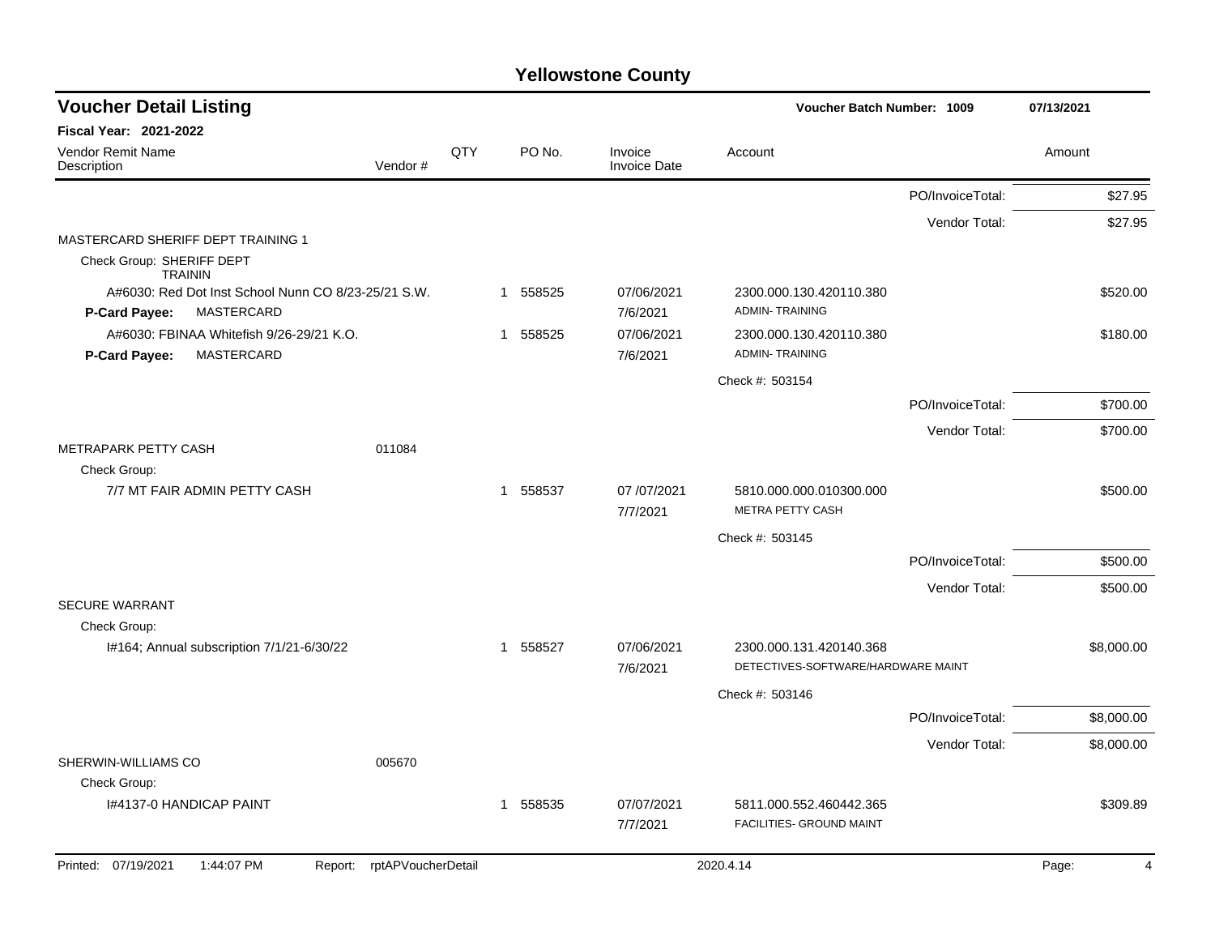# Yellowstone County

## Voucher Detail Listing

**Voucher Batch Number: 1009** — 07/13/2021

**Fiscal Year: 2021-2022**

| Vendor Remit Name / Description | Vendor # | QTY | PO No. | Invoice / Invoice Date | Account | Amount |
|---|---|---|---|---|---|---|
| | | | | | PO/InvoiceTotal: | $27.95 |
| | | | | | Vendor Total: | $27.95 |
| MASTERCARD SHERIFF DEPT TRAINING 1 | | | | | | |
| Check Group: SHERIFF DEPT TRAININ | | | | | | |
| A#6030: Red Dot Inst School Nunn CO 8/23-25/21 S.W. | | 1 | 558525 | 07/06/2021 | 2300.000.130.420110.380 | $520.00 |
| **P-Card Payee:** MASTERCARD | | | | 7/6/2021 | ADMIN- TRAINING | |
| A#6030: FBINAA Whitefish 9/26-29/21 K.O. | | 1 | 558525 | 07/06/2021 | 2300.000.130.420110.380 | $180.00 |
| **P-Card Payee:** MASTERCARD | | | | 7/6/2021 | ADMIN- TRAINING | |
| | | | | | Check #: 503154 | |
| | | | | | PO/InvoiceTotal: | $700.00 |
| | | | | | Vendor Total: | $700.00 |
| METRAPARK PETTY CASH | 011084 | | | | | |
| Check Group: | | | | | | |
| 7/7 MT FAIR ADMIN PETTY CASH | | 1 | 558537 | 07 /07/2021 | 5810.000.000.010300.000 | $500.00 |
| | | | | 7/7/2021 | METRA PETTY CASH | |
| | | | | | Check #: 503145 | |
| | | | | | PO/InvoiceTotal: | $500.00 |
| | | | | | Vendor Total: | $500.00 |
| SECURE WARRANT | | | | | | |
| Check Group: | | | | | | |
| I#164; Annual subscription 7/1/21-6/30/22 | | 1 | 558527 | 07/06/2021 | 2300.000.131.420140.368 | $8,000.00 |
| | | | | 7/6/2021 | DETECTIVES-SOFTWARE/HARDWARE MAINT | |
| | | | | | Check #: 503146 | |
| | | | | | PO/InvoiceTotal: | $8,000.00 |
| | | | | | Vendor Total: | $8,000.00 |
| SHERWIN-WILLIAMS CO | 005670 | | | | | |
| Check Group: | | | | | | |
| I#4137-0 HANDICAP PAINT | | 1 | 558535 | 07/07/2021 | 5811.000.552.460442.365 | $309.89 |
| | | | | 7/7/2021 | FACILITIES- GROUND MAINT | |

Printed: 07/19/2021 1:44:07 PM Report: rptAPVoucherDetail 2020.4.14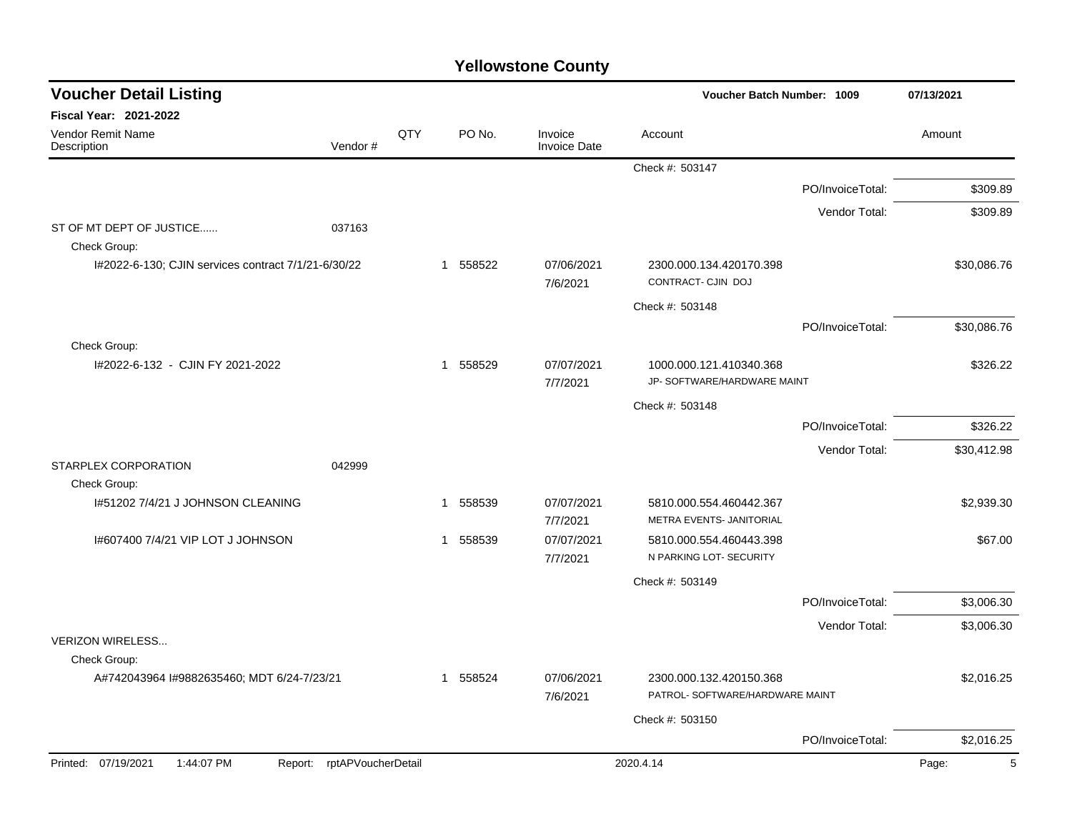# Yellowstone County

## Voucher Detail Listing

**Voucher Batch Number: 1009** — 07/13/2021

**Fiscal Year: 2021-2022**

| Vendor Remit Name / Description | Vendor # | QTY | PO No. | Invoice / Invoice Date | Account | Amount |
|---|---|---|---|---|---|---|
| | | | | | Check #: 503147 | |
| | | | | | PO/InvoiceTotal: | $309.89 |
| | | | | | Vendor Total: | $309.89 |
| ST OF MT DEPT OF JUSTICE...... | 037163 | | | | | |
| Check Group: | | | | | | |
| I#2022-6-130; CJIN services contract 7/1/21-6/30/22 | | 1 | 558522 | 07/06/2021 7/6/2021 | 2300.000.134.420170.398 CONTRACT- CJIN DOJ | $30,086.76 |
| | | | | | Check #: 503148 | |
| | | | | | PO/InvoiceTotal: | $30,086.76 |
| Check Group: | | | | | | |
| I#2022-6-132 - CJIN FY 2021-2022 | | 1 | 558529 | 07/07/2021 7/7/2021 | 1000.000.121.410340.368 JP- SOFTWARE/HARDWARE MAINT | $326.22 |
| | | | | | Check #: 503148 | |
| | | | | | PO/InvoiceTotal: | $326.22 |
| | | | | | Vendor Total: | $30,412.98 |
| STARPLEX CORPORATION | 042999 | | | | | |
| Check Group: | | | | | | |
| I#51202 7/4/21 J JOHNSON CLEANING | | 1 | 558539 | 07/07/2021 7/7/2021 | 5810.000.554.460442.367 METRA EVENTS- JANITORIAL | $2,939.30 |
| I#607400 7/4/21 VIP LOT J JOHNSON | | 1 | 558539 | 07/07/2021 7/7/2021 | 5810.000.554.460443.398 N PARKING LOT- SECURITY | $67.00 |
| | | | | | Check #: 503149 | |
| | | | | | PO/InvoiceTotal: | $3,006.30 |
| | | | | | Vendor Total: | $3,006.30 |
| VERIZON WIRELESS... | | | | | | |
| Check Group: | | | | | | |
| A#742043964 I#9882635460; MDT 6/24-7/23/21 | | 1 | 558524 | 07/06/2021 7/6/2021 | 2300.000.132.420150.368 PATROL- SOFTWARE/HARDWARE MAINT | $2,016.25 |
| | | | | | Check #: 503150 | |
| | | | | | PO/InvoiceTotal: | $2,016.25 |

Printed: 07/19/2021 1:44:07 PM Report: rptAPVoucherDetail 2020.4.14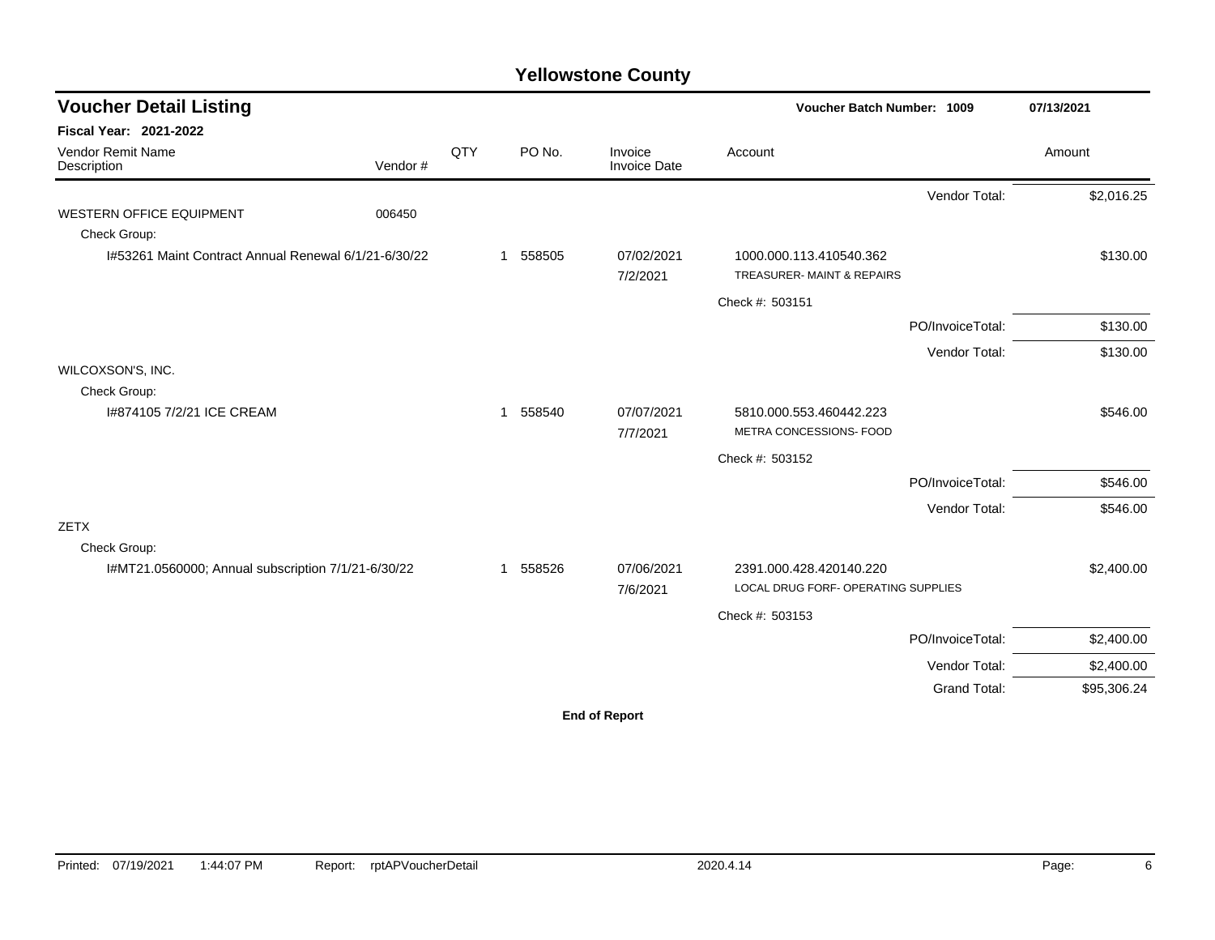# Yellowstone County

## Voucher Detail Listing

**Voucher Batch Number: 1009** 07/13/2021

**Fiscal Year: 2021-2022**

| Vendor Remit Name / Description | Vendor # | QTY | PO No. | Invoice / Invoice Date | Account | Amount |
|---|---|---|---|---|---|---|
| | | | | | Vendor Total: | $2,016.25 |
| WESTERN OFFICE EQUIPMENT | 006450 | | | | | |
| Check Group: | | | | | | |
| I#53261 Maint Contract Annual Renewal 6/1/21-6/30/22 | | 1 | 558505 | 07/02/2021 7/2/2021 | 1000.000.113.410540.362 TREASURER- MAINT & REPAIRS | $130.00 |
| | | | | | Check #: 503151 | |
| | | | | | PO/InvoiceTotal: | $130.00 |
| | | | | | Vendor Total: | $130.00 |
| WILCOXSON'S, INC. | | | | | | |
| Check Group: | | | | | | |
| I#874105 7/2/21 ICE CREAM | | 1 | 558540 | 07/07/2021 7/7/2021 | 5810.000.553.460442.223 METRA CONCESSIONS- FOOD | $546.00 |
| | | | | | Check #: 503152 | |
| | | | | | PO/InvoiceTotal: | $546.00 |
| | | | | | Vendor Total: | $546.00 |
| ZETX | | | | | | |
| Check Group: | | | | | | |
| I#MT21.0560000; Annual subscription 7/1/21-6/30/22 | | 1 | 558526 | 07/06/2021 7/6/2021 | 2391.000.428.420140.220 LOCAL DRUG FORF- OPERATING SUPPLIES | $2,400.00 |
| | | | | | Check #: 503153 | |
| | | | | | PO/InvoiceTotal: | $2,400.00 |
| | | | | | Vendor Total: | $2,400.00 |
| | | | | | Grand Total: | $95,306.24 |

**End of Report**